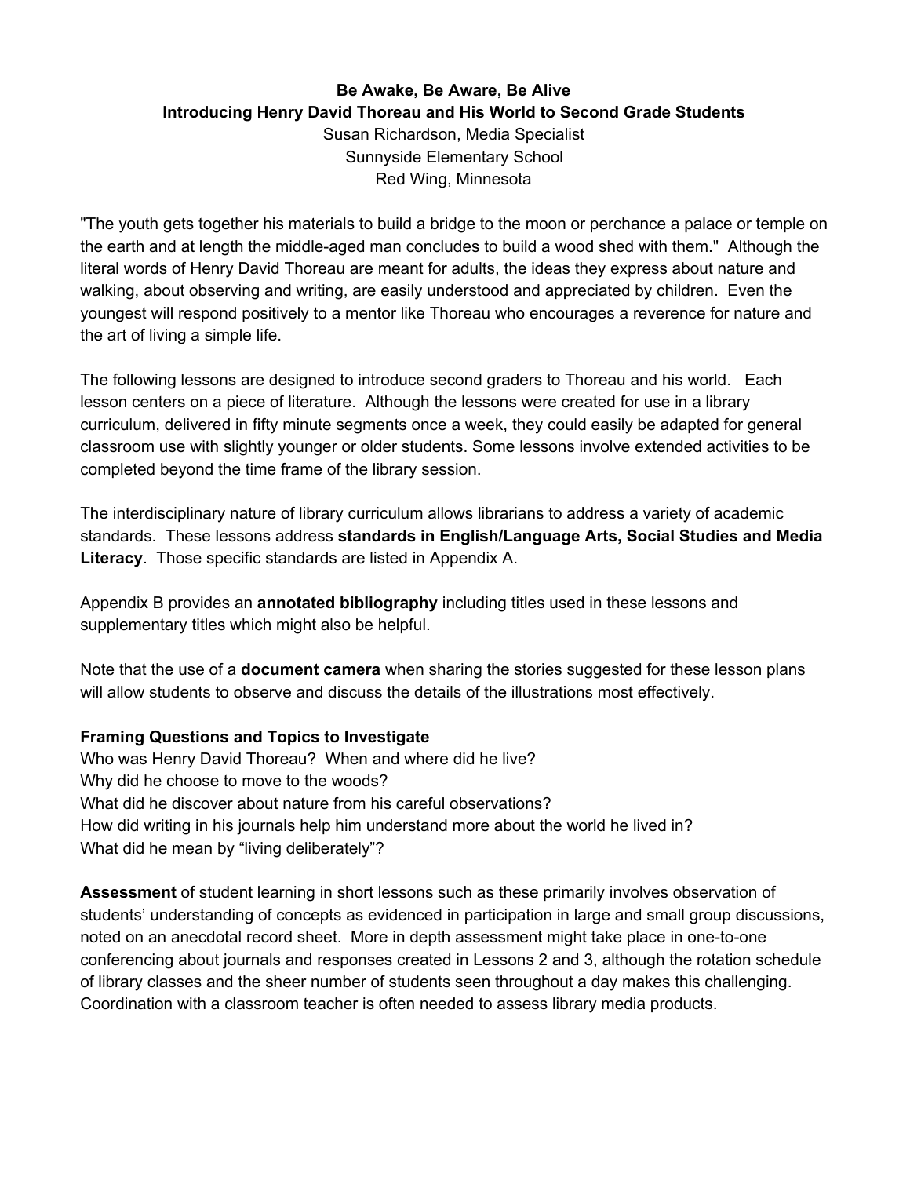**Be Awake, Be Aware, Be Alive**
**Introducing Henry David Thoreau and His World to Second Grade Students**

Susan Richardson, Media Specialist
Sunnyside Elementary School
Red Wing, Minnesota

"The youth gets together his materials to build a bridge to the moon or perchance a palace or temple on the earth and at length the middle-aged man concludes to build a wood shed with them." Although the literal words of Henry David Thoreau are meant for adults, the ideas they express about nature and walking, about observing and writing, are easily understood and appreciated by children. Even the youngest will respond positively to a mentor like Thoreau who encourages a reverence for nature and the art of living a simple life.

The following lessons are designed to introduce second graders to Thoreau and his world. Each lesson centers on a piece of literature. Although the lessons were created for use in a library curriculum, delivered in fifty minute segments once a week, they could easily be adapted for general classroom use with slightly younger or older students. Some lessons involve extended activities to be completed beyond the time frame of the library session.

The interdisciplinary nature of library curriculum allows librarians to address a variety of academic standards. These lessons address **standards in English/Language Arts, Social Studies and Media Literacy**. Those specific standards are listed in Appendix A.

Appendix B provides an **annotated bibliography** including titles used in these lessons and supplementary titles which might also be helpful.

Note that the use of a **document camera** when sharing the stories suggested for these lesson plans will allow students to observe and discuss the details of the illustrations most effectively.

**Framing Questions and Topics to Investigate**

Who was Henry David Thoreau? When and where did he live?
Why did he choose to move to the woods?
What did he discover about nature from his careful observations?
How did writing in his journals help him understand more about the world he lived in?
What did he mean by "living deliberately"?

**Assessment** of student learning in short lessons such as these primarily involves observation of students' understanding of concepts as evidenced in participation in large and small group discussions, noted on an anecdotal record sheet. More in depth assessment might take place in one-to-one conferencing about journals and responses created in Lessons 2 and 3, although the rotation schedule of library classes and the sheer number of students seen throughout a day makes this challenging. Coordination with a classroom teacher is often needed to assess library media products.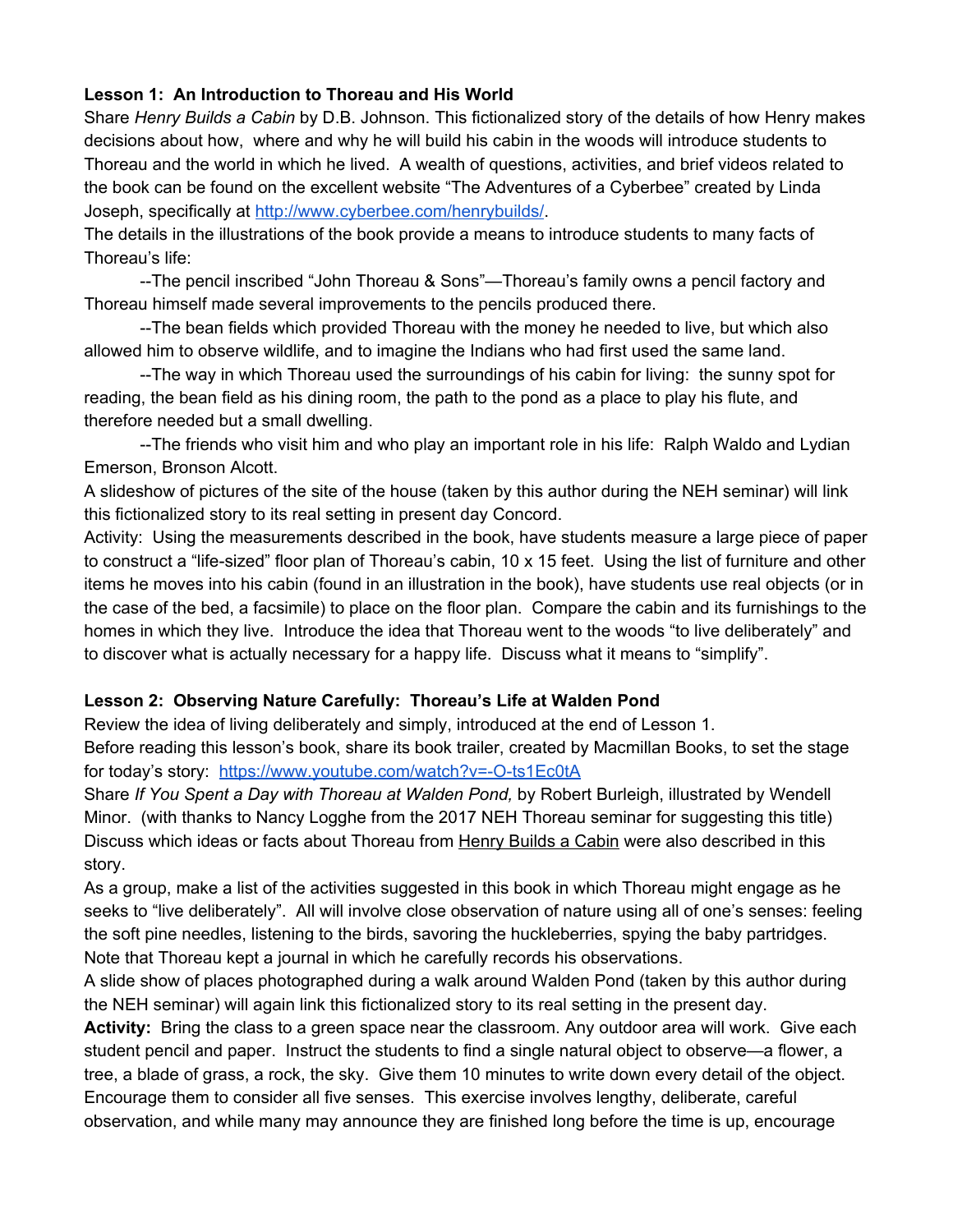**Lesson 1: An Introduction to Thoreau and His World**

Share *Henry Builds a Cabin* by D.B. Johnson. This fictionalized story of the details of how Henry makes decisions about how, where and why he will build his cabin in the woods will introduce students to Thoreau and the world in which he lived. A wealth of questions, activities, and brief videos related to the book can be found on the excellent website "The Adventures of a Cyberbee" created by Linda Joseph, specifically at [http://www.cyberbee.com/henrybuilds/](http://www.cyberbee.com/henrybuilds/).

The details in the illustrations of the book provide a means to introduce students to many facts of Thoreau's life:

--The pencil inscribed "John Thoreau & Sons"—Thoreau's family owns a pencil factory and Thoreau himself made several improvements to the pencils produced there.

--The bean fields which provided Thoreau with the money he needed to live, but which also allowed him to observe wildlife, and to imagine the Indians who had first used the same land.

--The way in which Thoreau used the surroundings of his cabin for living: the sunny spot for reading, the bean field as his dining room, the path to the pond as a place to play his flute, and therefore needed but a small dwelling.

--The friends who visit him and who play an important role in his life: Ralph Waldo and Lydian Emerson, Bronson Alcott.

A slideshow of pictures of the site of the house (taken by this author during the NEH seminar) will link this fictionalized story to its real setting in present day Concord.

Activity: Using the measurements described in the book, have students measure a large piece of paper to construct a "life-sized" floor plan of Thoreau's cabin, 10 x 15 feet. Using the list of furniture and other items he moves into his cabin (found in an illustration in the book), have students use real objects (or in the case of the bed, a facsimile) to place on the floor plan. Compare the cabin and its furnishings to the homes in which they live. Introduce the idea that Thoreau went to the woods "to live deliberately" and to discover what is actually necessary for a happy life. Discuss what it means to "simplify".

**Lesson 2: Observing Nature Carefully: Thoreau's Life at Walden Pond**

Review the idea of living deliberately and simply, introduced at the end of Lesson 1.

Before reading this lesson's book, share its book trailer, created by Macmillan Books, to set the stage for today's story: [https://www.youtube.com/watch?v=-O-ts1Ec0tA](https://www.youtube.com/watch?v=-O-ts1Ec0tA)

Share *If You Spent a Day with Thoreau at Walden Pond,* by Robert Burleigh, illustrated by Wendell Minor. (with thanks to Nancy Logghe from the 2017 NEH Thoreau seminar for suggesting this title)

Discuss which ideas or facts about Thoreau from <u>Henry Builds a Cabin</u> were also described in this story.

As a group, make a list of the activities suggested in this book in which Thoreau might engage as he seeks to "live deliberately". All will involve close observation of nature using all of one's senses: feeling the soft pine needles, listening to the birds, savoring the huckleberries, spying the baby partridges. Note that Thoreau kept a journal in which he carefully records his observations.

A slide show of places photographed during a walk around Walden Pond (taken by this author during the NEH seminar) will again link this fictionalized story to its real setting in the present day.

**Activity:** Bring the class to a green space near the classroom. Any outdoor area will work. Give each student pencil and paper. Instruct the students to find a single natural object to observe—a flower, a tree, a blade of grass, a rock, the sky. Give them 10 minutes to write down every detail of the object. Encourage them to consider all five senses. This exercise involves lengthy, deliberate, careful observation, and while many may announce they are finished long before the time is up, encourage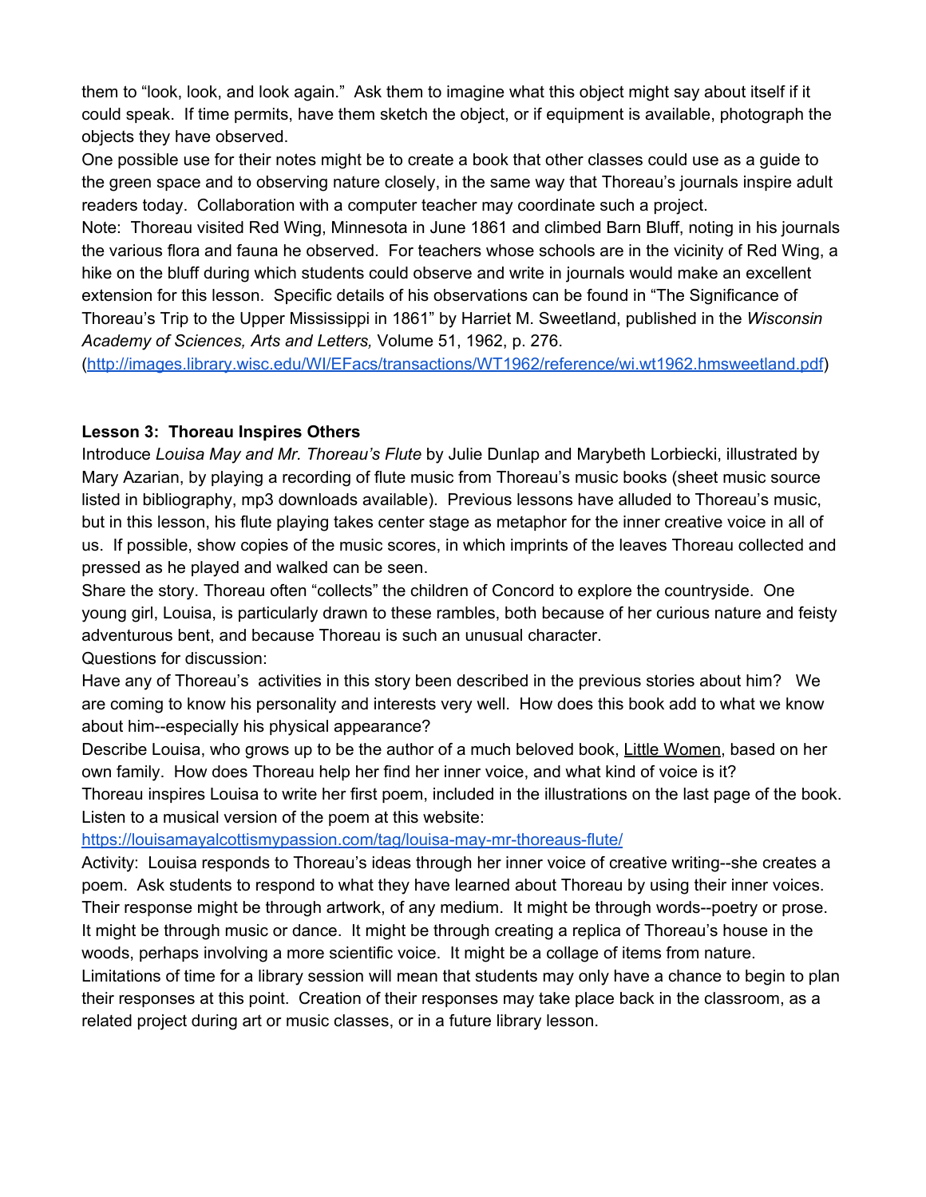them to "look, look, and look again." Ask them to imagine what this object might say about itself if it could speak. If time permits, have them sketch the object, or if equipment is available, photograph the objects they have observed.

One possible use for their notes might be to create a book that other classes could use as a guide to the green space and to observing nature closely, in the same way that Thoreau's journals inspire adult readers today. Collaboration with a computer teacher may coordinate such a project.

Note: Thoreau visited Red Wing, Minnesota in June 1861 and climbed Barn Bluff, noting in his journals the various flora and fauna he observed. For teachers whose schools are in the vicinity of Red Wing, a hike on the bluff during which students could observe and write in journals would make an excellent extension for this lesson. Specific details of his observations can be found in "The Significance of Thoreau's Trip to the Upper Mississippi in 1861" by Harriet M. Sweetland, published in the *Wisconsin Academy of Sciences, Arts and Letters,* Volume 51, 1962, p. 276. (http://images.library.wisc.edu/WI/EFacs/transactions/WT1962/reference/wi.wt1962.hmsweetland.pdf)

**Lesson 3: Thoreau Inspires Others**

Introduce *Louisa May and Mr. Thoreau's Flute* by Julie Dunlap and Marybeth Lorbiecki, illustrated by Mary Azarian, by playing a recording of flute music from Thoreau's music books (sheet music source listed in bibliography, mp3 downloads available). Previous lessons have alluded to Thoreau's music, but in this lesson, his flute playing takes center stage as metaphor for the inner creative voice in all of us. If possible, show copies of the music scores, in which imprints of the leaves Thoreau collected and pressed as he played and walked can be seen.

Share the story. Thoreau often "collects" the children of Concord to explore the countryside. One young girl, Louisa, is particularly drawn to these rambles, both because of her curious nature and feisty adventurous bent, and because Thoreau is such an unusual character.

Questions for discussion:

Have any of Thoreau's activities in this story been described in the previous stories about him? We are coming to know his personality and interests very well. How does this book add to what we know about him--especially his physical appearance?

Describe Louisa, who grows up to be the author of a much beloved book, Little Women, based on her own family. How does Thoreau help her find her inner voice, and what kind of voice is it?

Thoreau inspires Louisa to write her first poem, included in the illustrations on the last page of the book. Listen to a musical version of the poem at this website:
https://louisamayalcottismypassion.com/tag/louisa-may-mr-thoreaus-flute/

Activity: Louisa responds to Thoreau's ideas through her inner voice of creative writing--she creates a poem. Ask students to respond to what they have learned about Thoreau by using their inner voices. Their response might be through artwork, of any medium. It might be through words--poetry or prose. It might be through music or dance. It might be through creating a replica of Thoreau's house in the woods, perhaps involving a more scientific voice. It might be a collage of items from nature. Limitations of time for a library session will mean that students may only have a chance to begin to plan their responses at this point. Creation of their responses may take place back in the classroom, as a related project during art or music classes, or in a future library lesson.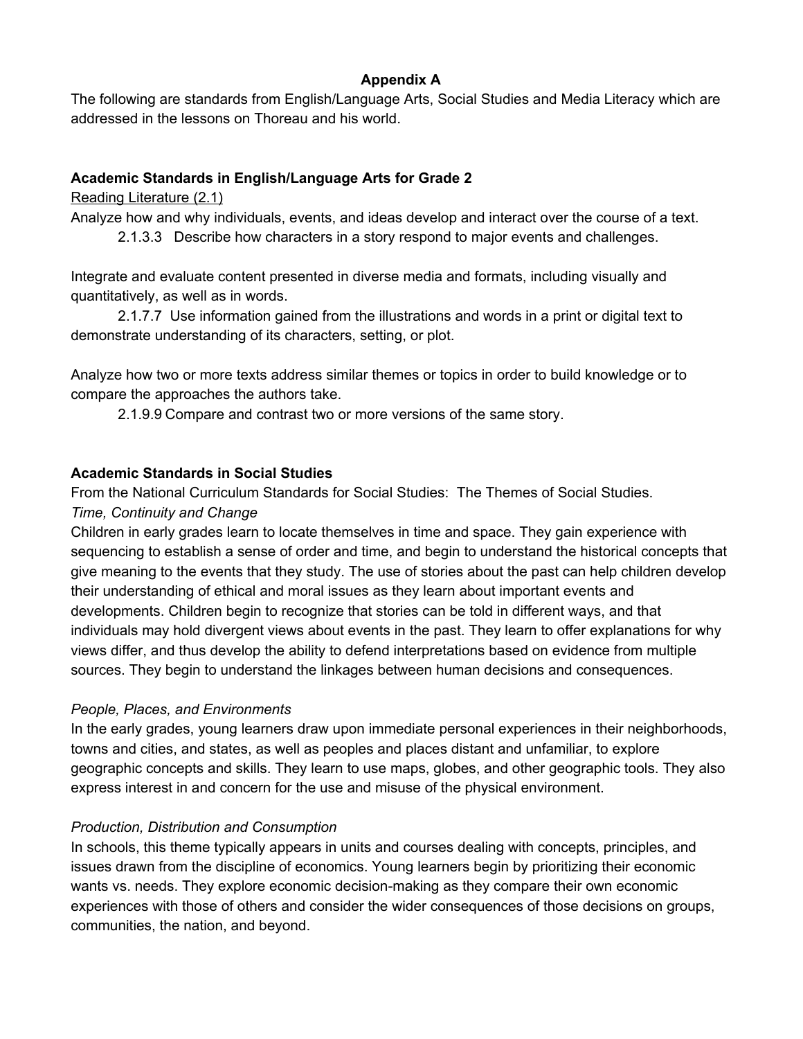## Appendix A

The following are standards from English/Language Arts, Social Studies and Media Literacy which are addressed in the lessons on Thoreau and his world.

### Academic Standards in English/Language Arts for Grade 2

<u>Reading Literature (2.1)</u>

Analyze how and why individuals, events, and ideas develop and interact over the course of a text.

2.1.3.3 Describe how characters in a story respond to major events and challenges.

Integrate and evaluate content presented in diverse media and formats, including visually and quantitatively, as well as in words.

2.1.7.7 Use information gained from the illustrations and words in a print or digital text to demonstrate understanding of its characters, setting, or plot.

Analyze how two or more texts address similar themes or topics in order to build knowledge or to compare the approaches the authors take.

2.1.9.9 Compare and contrast two or more versions of the same story.

### Academic Standards in Social Studies

From the National Curriculum Standards for Social Studies: The Themes of Social Studies.

*Time, Continuity and Change*

Children in early grades learn to locate themselves in time and space. They gain experience with sequencing to establish a sense of order and time, and begin to understand the historical concepts that give meaning to the events that they study. The use of stories about the past can help children develop their understanding of ethical and moral issues as they learn about important events and developments. Children begin to recognize that stories can be told in different ways, and that individuals may hold divergent views about events in the past. They learn to offer explanations for why views differ, and thus develop the ability to defend interpretations based on evidence from multiple sources. They begin to understand the linkages between human decisions and consequences.

*People, Places, and Environments*

In the early grades, young learners draw upon immediate personal experiences in their neighborhoods, towns and cities, and states, as well as peoples and places distant and unfamiliar, to explore geographic concepts and skills. They learn to use maps, globes, and other geographic tools. They also express interest in and concern for the use and misuse of the physical environment.

*Production, Distribution and Consumption*

In schools, this theme typically appears in units and courses dealing with concepts, principles, and issues drawn from the discipline of economics. Young learners begin by prioritizing their economic wants vs. needs. They explore economic decision-making as they compare their own economic experiences with those of others and consider the wider consequences of those decisions on groups, communities, the nation, and beyond.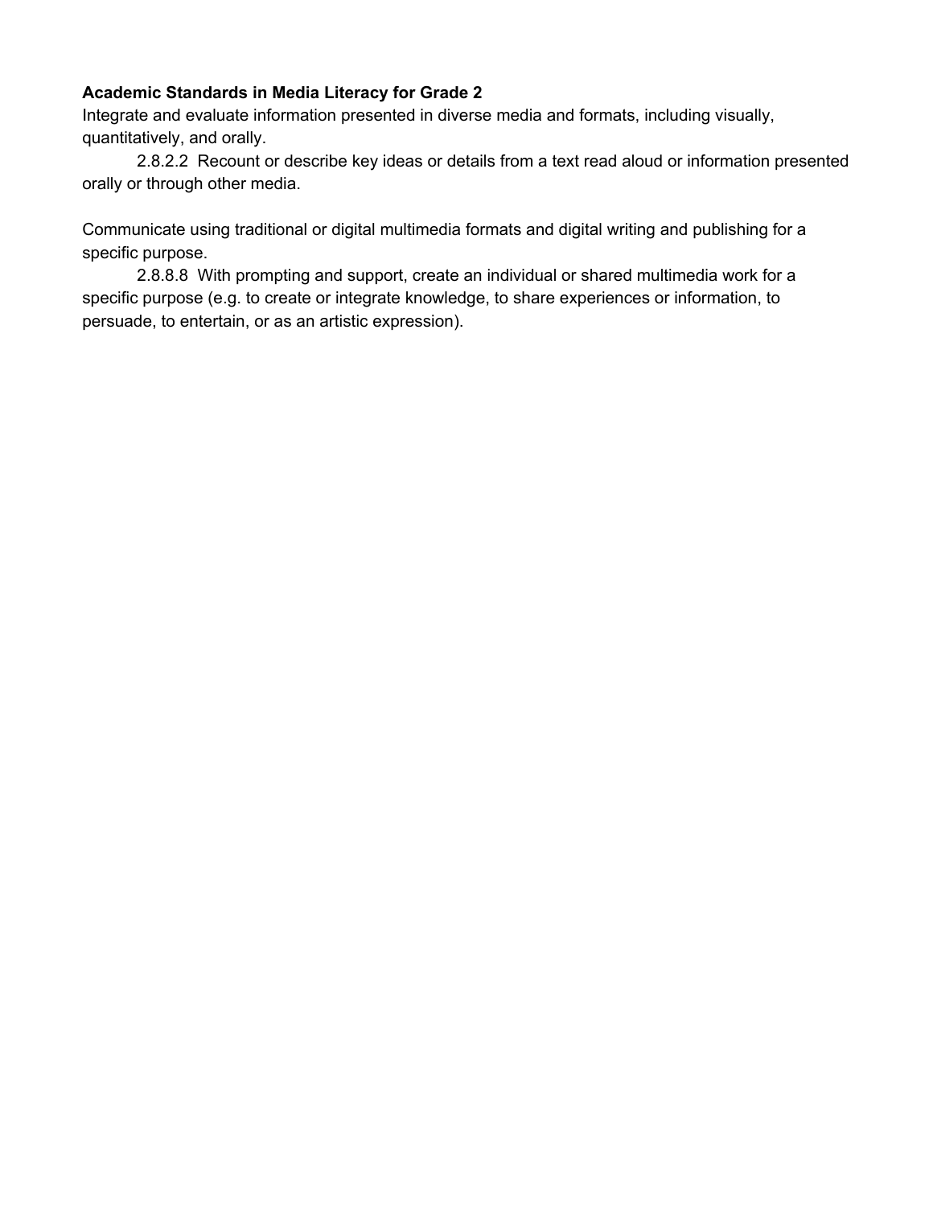**Academic Standards in Media Literacy for Grade 2**

Integrate and evaluate information presented in diverse media and formats, including visually, quantitatively, and orally.

2.8.2.2 Recount or describe key ideas or details from a text read aloud or information presented orally or through other media.

Communicate using traditional or digital multimedia formats and digital writing and publishing for a specific purpose.

2.8.8.8 With prompting and support, create an individual or shared multimedia work for a specific purpose (e.g. to create or integrate knowledge, to share experiences or information, to persuade, to entertain, or as an artistic expression).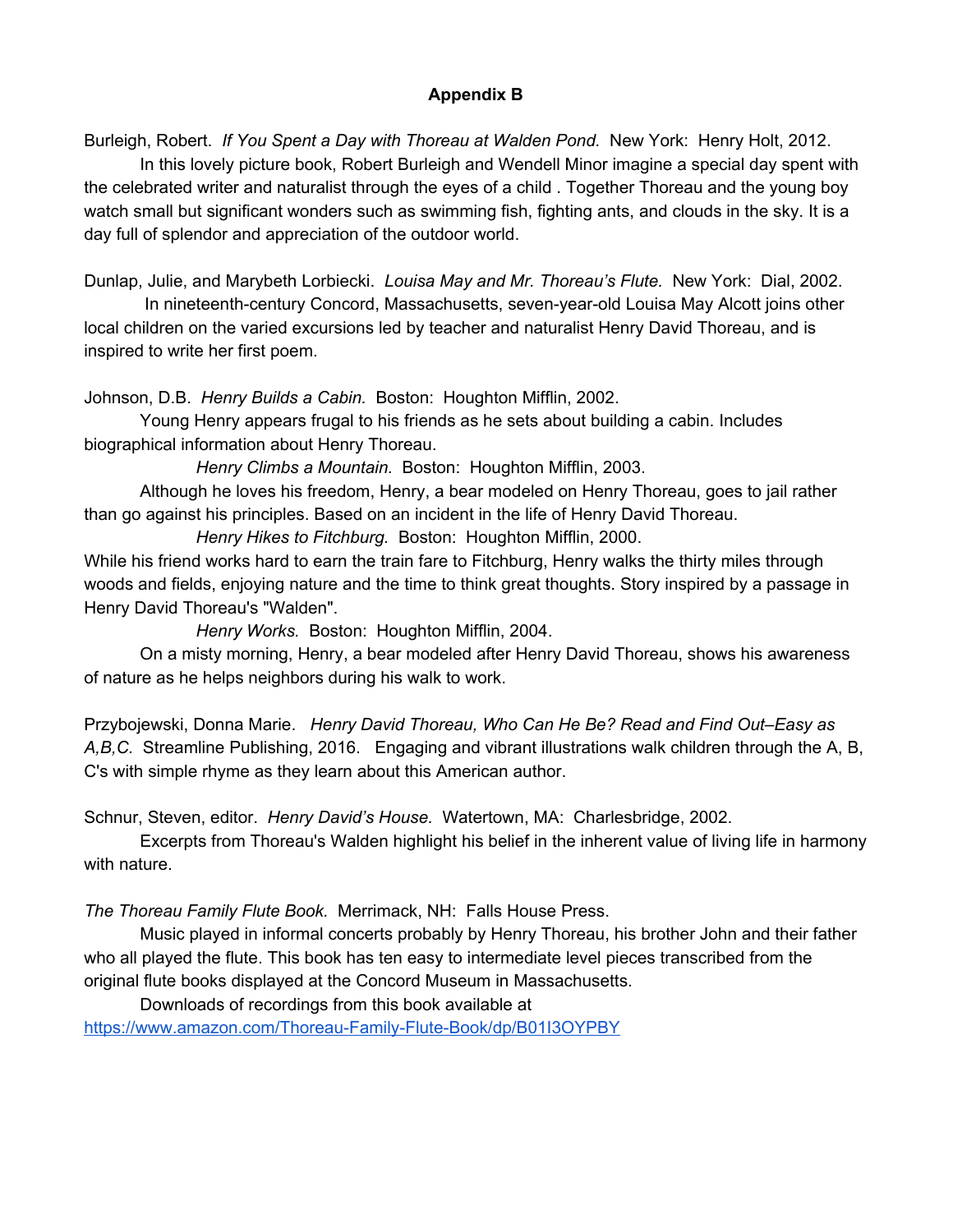## Appendix B

Burleigh, Robert. *If You Spent a Day with Thoreau at Walden Pond.* New York: Henry Holt, 2012.

In this lovely picture book, Robert Burleigh and Wendell Minor imagine a special day spent with the celebrated writer and naturalist through the eyes of a child . Together Thoreau and the young boy watch small but significant wonders such as swimming fish, fighting ants, and clouds in the sky. It is a day full of splendor and appreciation of the outdoor world.

Dunlap, Julie, and Marybeth Lorbiecki. *Louisa May and Mr. Thoreau's Flute.* New York: Dial, 2002.

In nineteenth-century Concord, Massachusetts, seven-year-old Louisa May Alcott joins other local children on the varied excursions led by teacher and naturalist Henry David Thoreau, and is inspired to write her first poem.

Johnson, D.B. *Henry Builds a Cabin.* Boston: Houghton Mifflin, 2002.

Young Henry appears frugal to his friends as he sets about building a cabin. Includes biographical information about Henry Thoreau.

*Henry Climbs a Mountain.* Boston: Houghton Mifflin, 2003.

Although he loves his freedom, Henry, a bear modeled on Henry Thoreau, goes to jail rather than go against his principles. Based on an incident in the life of Henry David Thoreau.

*Henry Hikes to Fitchburg.* Boston: Houghton Mifflin, 2000.

While his friend works hard to earn the train fare to Fitchburg, Henry walks the thirty miles through woods and fields, enjoying nature and the time to think great thoughts. Story inspired by a passage in Henry David Thoreau's "Walden".

*Henry Works.* Boston: Houghton Mifflin, 2004.

On a misty morning, Henry, a bear modeled after Henry David Thoreau, shows his awareness of nature as he helps neighbors during his walk to work.

Przybojewski, Donna Marie. *Henry David Thoreau, Who Can He Be? Read and Find Out–Easy as A,B,C.* Streamline Publishing, 2016. Engaging and vibrant illustrations walk children through the A, B, C's with simple rhyme as they learn about this American author.

Schnur, Steven, editor. *Henry David's House.* Watertown, MA: Charlesbridge, 2002.

Excerpts from Thoreau's Walden highlight his belief in the inherent value of living life in harmony with nature.

*The Thoreau Family Flute Book.* Merrimack, NH: Falls House Press.

Music played in informal concerts probably by Henry Thoreau, his brother John and their father who all played the flute. This book has ten easy to intermediate level pieces transcribed from the original flute books displayed at the Concord Museum in Massachusetts.

Downloads of recordings from this book available at https://www.amazon.com/Thoreau-Family-Flute-Book/dp/B01I3OYPBY